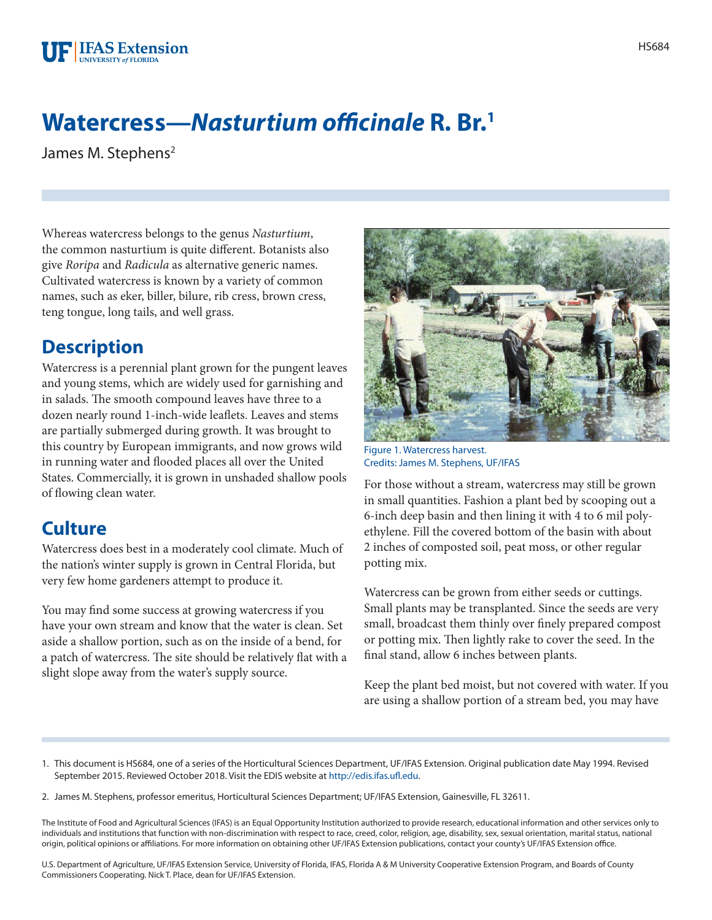#  Watercress—*Nasturtium officinale* R. Br.[1]

James M. Stephens[2]

Whereas watercress belongs to the genus *Nasturtium*, the common nasturtium is quite different. Botanists also give *Roripa* and *Radicula* as alternative generic names. Cultivated watercress is known by a variety of common names, such as eker, biller, bilure, rib cress, brown cress, teng tongue, long tails, and well grass.

## Description

Watercress is a perennial plant grown for the pungent leaves and young stems, which are widely used for garnishing and in salads. The smooth compound leaves have three to a dozen nearly round 1-inch-wide leaflets. Leaves and stems are partially submerged during growth. It was brought to this country by European immigrants, and now grows wild in running water and flooded places all over the United States. Commercially, it is grown in unshaded shallow pools of flowing clean water.

## Culture

Watercress does best in a moderately cool climate. Much of the nation's winter supply is grown in Central Florida, but very few home gardeners attempt to produce it.

You may find some success at growing watercress if you have your own stream and know that the water is clean. Set aside a shallow portion, such as on the inside of a bend, for a patch of watercress. The site should be relatively flat with a slight slope away from the water's supply source.

Figure 1. Watercress harvest.
Credits: James M. Stephens, UF/IFAS

For those without a stream, watercress may still be grown in small quantities. Fashion a plant bed by scooping out a 6-inch deep basin and then lining it with 4 to 6 mil polyethylene. Fill the covered bottom of the basin with about 2 inches of composted soil, peat moss, or other regular potting mix.

Watercress can be grown from either seeds or cuttings. Small plants may be transplanted. Since the seeds are very small, broadcast them thinly over finely prepared compost or potting mix. Then lightly rake to cover the seed. In the final stand, allow 6 inches between plants.

Keep the plant bed moist, but not covered with water. If you are using a shallow portion of a stream bed, you may have

1. This document is HS684, one of a series of the Horticultural Sciences Department, UF/IFAS Extension. Original publication date May 1994. Revised September 2015. Reviewed October 2018. Visit the EDIS website at http://edis.ifas.ufl.edu.

2. James M. Stephens, professor emeritus, Horticultural Sciences Department; UF/IFAS Extension, Gainesville, FL 32611.

The Institute of Food and Agricultural Sciences (IFAS) is an Equal Opportunity Institution authorized to provide research, educational information and other services only to individuals and institutions that function with non-discrimination with respect to race, creed, color, religion, age, disability, sex, sexual orientation, marital status, national origin, political opinions or affiliations. For more information on obtaining other UF/IFAS Extension publications, contact your county's UF/IFAS Extension office.

U.S. Department of Agriculture, UF/IFAS Extension Service, University of Florida, IFAS, Florida A & M University Cooperative Extension Program, and Boards of County Commissioners Cooperating. Nick T. Place, dean for UF/IFAS Extension.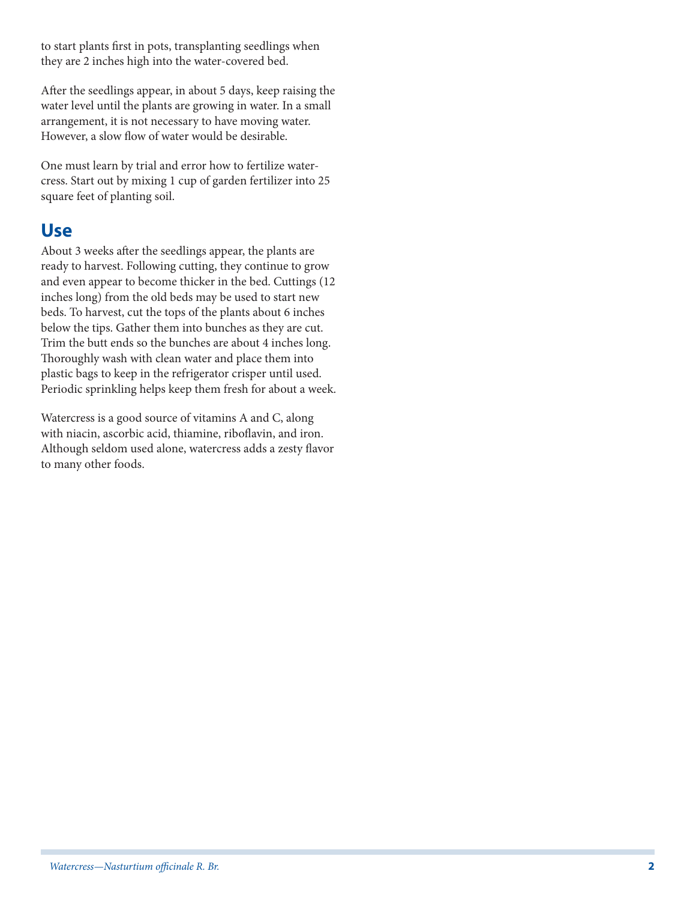to start plants first in pots, transplanting seedlings when they are 2 inches high into the water-covered bed.

After the seedlings appear, in about 5 days, keep raising the water level until the plants are growing in water. In a small arrangement, it is not necessary to have moving water. However, a slow flow of water would be desirable.

One must learn by trial and error how to fertilize watercress. Start out by mixing 1 cup of garden fertilizer into 25 square feet of planting soil.

## Use

About 3 weeks after the seedlings appear, the plants are ready to harvest. Following cutting, they continue to grow and even appear to become thicker in the bed. Cuttings (12 inches long) from the old beds may be used to start new beds. To harvest, cut the tops of the plants about 6 inches below the tips. Gather them into bunches as they are cut. Trim the butt ends so the bunches are about 4 inches long. Thoroughly wash with clean water and place them into plastic bags to keep in the refrigerator crisper until used. Periodic sprinkling helps keep them fresh for about a week.

Watercress is a good source of vitamins A and C, along with niacin, ascorbic acid, thiamine, riboflavin, and iron. Although seldom used alone, watercress adds a zesty flavor to many other foods.